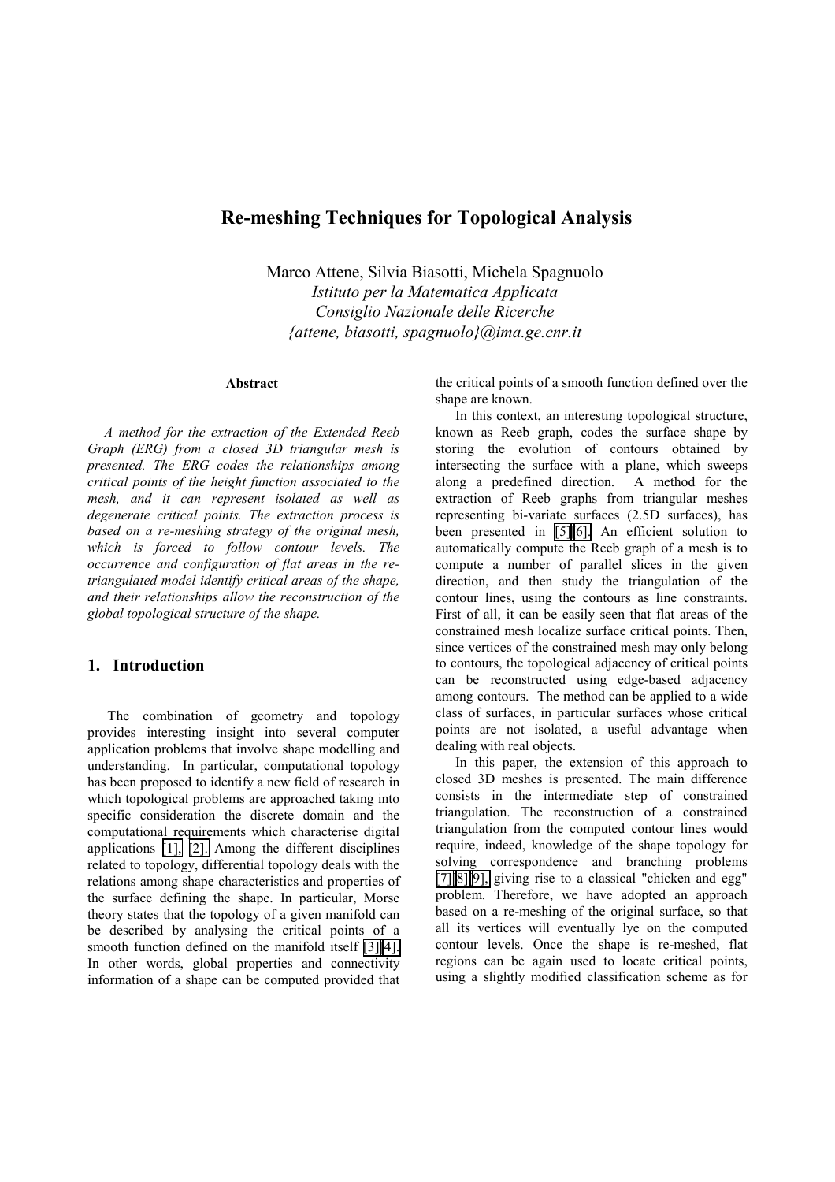# Re-meshing Techniques for Topological Analysis

Marco Attene, Silvia Biasotti, Michela Spagnuolo
*Istituto per la Matematica Applicata*
*Consiglio Nazionale delle Ricerche*
*{attene, biasotti, spagnuolo}@ima.ge.cnr.it*

**Abstract**

*A method for the extraction of the Extended Reeb Graph (ERG) from a closed 3D triangular mesh is presented. The ERG codes the relationships among critical points of the height function associated to the mesh, and it can represent isolated as well as degenerate critical points. The extraction process is based on a re-meshing strategy of the original mesh, which is forced to follow contour levels. The occurrence and configuration of flat areas in the re-triangulated model identify critical areas of the shape, and their relationships allow the reconstruction of the global topological structure of the shape.*

## 1. Introduction

The combination of geometry and topology provides interesting insight into several computer application problems that involve shape modelling and understanding. In particular, computational topology has been proposed to identify a new field of research in which topological problems are approached taking into specific consideration the discrete domain and the computational requirements which characterise digital applications [1], [2]. Among the different disciplines related to topology, differential topology deals with the relations among shape characteristics and properties of the surface defining the shape. In particular, Morse theory states that the topology of a given manifold can be described by analysing the critical points of a smooth function defined on the manifold itself [3][4]. In other words, global properties and connectivity information of a shape can be computed provided that the critical points of a smooth function defined over the shape are known.

In this context, an interesting topological structure, known as Reeb graph, codes the surface shape by storing the evolution of contours obtained by intersecting the surface with a plane, which sweeps along a predefined direction. A method for the extraction of Reeb graphs from triangular meshes representing bi-variate surfaces (2.5D surfaces), has been presented in [5][6]. An efficient solution to automatically compute the Reeb graph of a mesh is to compute a number of parallel slices in the given direction, and then study the triangulation of the contour lines, using the contours as line constraints. First of all, it can be easily seen that flat areas of the constrained mesh localize surface critical points. Then, since vertices of the constrained mesh may only belong to contours, the topological adjacency of critical points can be reconstructed using edge-based adjacency among contours. The method can be applied to a wide class of surfaces, in particular surfaces whose critical points are not isolated, a useful advantage when dealing with real objects.

In this paper, the extension of this approach to closed 3D meshes is presented. The main difference consists in the intermediate step of constrained triangulation. The reconstruction of a constrained triangulation from the computed contour lines would require, indeed, knowledge of the shape topology for solving correspondence and branching problems [7][8][9], giving rise to a classical "chicken and egg" problem. Therefore, we have adopted an approach based on a re-meshing of the original surface, so that all its vertices will eventually lye on the computed contour levels. Once the shape is re-meshed, flat regions can be again used to locate critical points, using a slightly modified classification scheme as for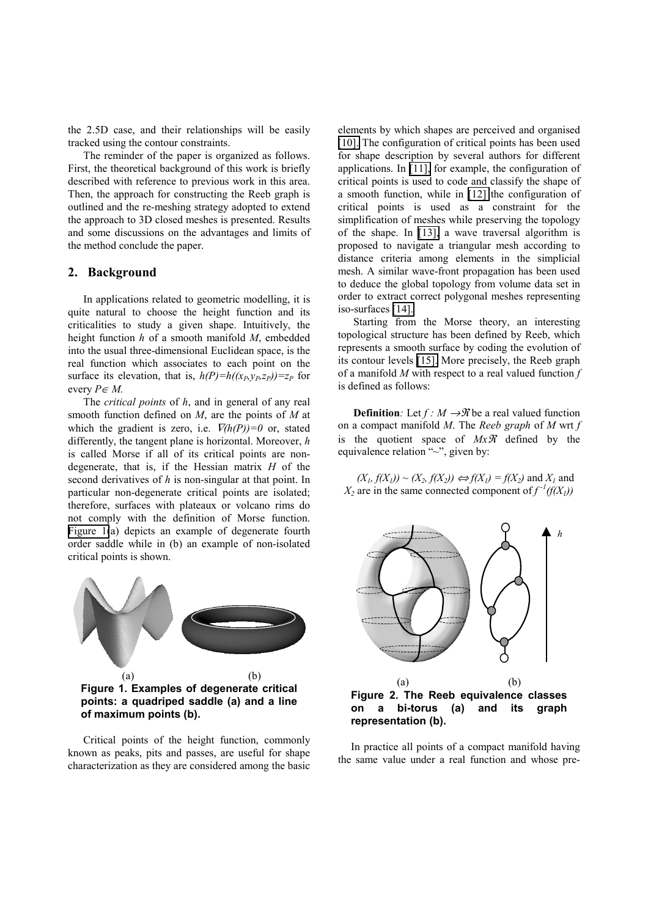the 2.5D case, and their relationships will be easily tracked using the contour constraints.

The reminder of the paper is organized as follows. First, the theoretical background of this work is briefly described with reference to previous work in this area. Then, the approach for constructing the Reeb graph is outlined and the re-meshing strategy adopted to extend the approach to 3D closed meshes is presented. Results and some discussions on the advantages and limits of the method conclude the paper.

## 2. Background

In applications related to geometric modelling, it is quite natural to choose the height function and its criticalities to study a given shape. Intuitively, the height function $h$ of a smooth manifold $M$, embedded into the usual three-dimensional Euclidean space, is the real function which associates to each point on the surface its elevation, that is, $h(P)=h((x_P,y_P,z_P))=z_P$ for every $P\in M$.

The *critical points* of $h$, and in general of any real smooth function defined on $M$, are the points of $M$ at which the gradient is zero, i.e. $\nabla(h(P))=0$ or, stated differently, the tangent plane is horizontal. Moreover, $h$ is called Morse if all of its critical points are non-degenerate, that is, if the Hessian matrix $H$ of the second derivatives of $h$ is non-singular at that point. In particular non-degenerate critical points are isolated; therefore, surfaces with plateaux or volcano rims do not comply with the definition of Morse function. Figure 1(a) depicts an example of degenerate fourth order saddle while in (b) an example of non-isolated critical points is shown.

(a) (b)

**Figure 1. Examples of degenerate critical points: a quadriped saddle (a) and a line of maximum points (b).**

Critical points of the height function, commonly known as peaks, pits and passes, are useful for shape characterization as they are considered among the basic elements by which shapes are perceived and organised [10]. The configuration of critical points has been used for shape description by several authors for different applications. In [11], for example, the configuration of critical points is used to code and classify the shape of a smooth function, while in [12] the configuration of critical points is used as a constraint for the simplification of meshes while preserving the topology of the shape. In [13], a wave traversal algorithm is proposed to navigate a triangular mesh according to distance criteria among elements in the simplicial mesh. A similar wave-front propagation has been used to deduce the global topology from volume data set in order to extract correct polygonal meshes representing iso-surfaces [14].

Starting from the Morse theory, an interesting topological structure has been defined by Reeb, which represents a smooth surface by coding the evolution of its contour levels [15]. More precisely, the Reeb graph of a manifold $M$ with respect to a real valued function $f$ is defined as follows:

**Definition***:* Let $f : M \rightarrow \Re$ be a real valued function on a compact manifold $M$. The *Reeb graph* of $M$ wrt $f$ is the quotient space of $M x\Re$ defined by the equivalence relation "~", given by:

$$(X_1, f(X_1)) \sim (X_2, f(X_2)) \Leftrightarrow f(X_1) = f(X_2) \text{ and } X_1 \text{ and } X_2 \text{ are in the same connected component of } f^{-1}(f(X_1))$$

(a) (b)

**Figure 2. The Reeb equivalence classes on a bi-torus (a) and its graph representation (b).**

In practice all points of a compact manifold having the same value under a real function and whose pre-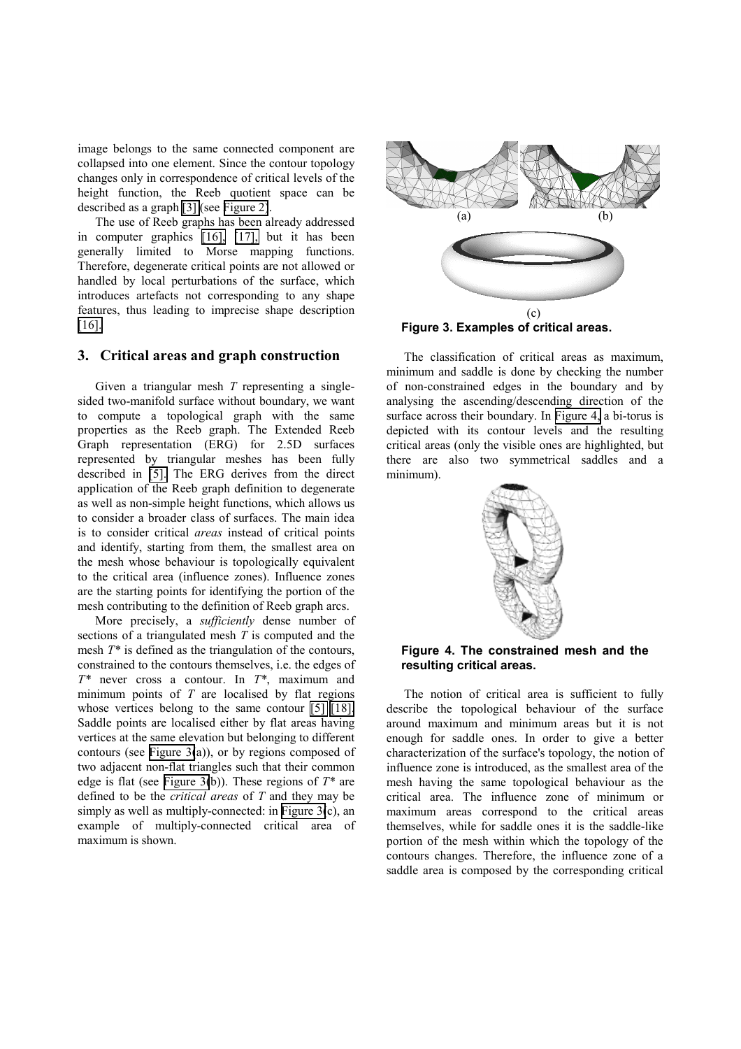image belongs to the same connected component are collapsed into one element. Since the contour topology changes only in correspondence of critical levels of the height function, the Reeb quotient space can be described as a graph [3] (see Figure 2).

The use of Reeb graphs has been already addressed in computer graphics [16], [17], but it has been generally limited to Morse mapping functions. Therefore, degenerate critical points are not allowed or handled by local perturbations of the surface, which introduces artefacts not corresponding to any shape features, thus leading to imprecise shape description [16].

## 3. Critical areas and graph construction

Given a triangular mesh $T$ representing a single-sided two-manifold surface without boundary, we want to compute a topological graph with the same properties as the Reeb graph. The Extended Reeb Graph representation (ERG) for 2.5D surfaces represented by triangular meshes has been fully described in [5]. The ERG derives from the direct application of the Reeb graph definition to degenerate as well as non-simple height functions, which allows us to consider a broader class of surfaces. The main idea is to consider critical *areas* instead of critical points and identify, starting from them, the smallest area on the mesh whose behaviour is topologically equivalent to the critical area (influence zones). Influence zones are the starting points for identifying the portion of the mesh contributing to the definition of Reeb graph arcs.

More precisely, a *sufficiently* dense number of sections of a triangulated mesh $T$ is computed and the mesh $T^*$ is defined as the triangulation of the contours, constrained to the contours themselves, i.e. the edges of $T^*$ never cross a contour. In $T^*$, maximum and minimum points of $T$ are localised by flat regions whose vertices belong to the same contour [5] [18]. Saddle points are localised either by flat areas having vertices at the same elevation but belonging to different contours (see Figure 3(a)), or by regions composed of two adjacent non-flat triangles such that their common edge is flat (see Figure 3(b)). These regions of $T^*$ are defined to be the *critical areas* of $T$ and they may be simply as well as multiply-connected: in Figure 3(c), an example of multiply-connected critical area of maximum is shown.

(a) (b)

(c)

**Figure 3. Examples of critical areas.**

The classification of critical areas as maximum, minimum and saddle is done by checking the number of non-constrained edges in the boundary and by analysing the ascending/descending direction of the surface across their boundary. In Figure 4, a bi-torus is depicted with its contour levels and the resulting critical areas (only the visible ones are highlighted, but there are also two symmetrical saddles and a minimum).

**Figure 4. The constrained mesh and the resulting critical areas.**

The notion of critical area is sufficient to fully describe the topological behaviour of the surface around maximum and minimum areas but it is not enough for saddle ones. In order to give a better characterization of the surface's topology, the notion of influence zone is introduced, as the smallest area of the mesh having the same topological behaviour as the critical area. The influence zone of minimum or maximum areas correspond to the critical areas themselves, while for saddle ones it is the saddle-like portion of the mesh within which the topology of the contours changes. Therefore, the influence zone of a saddle area is composed by the corresponding critical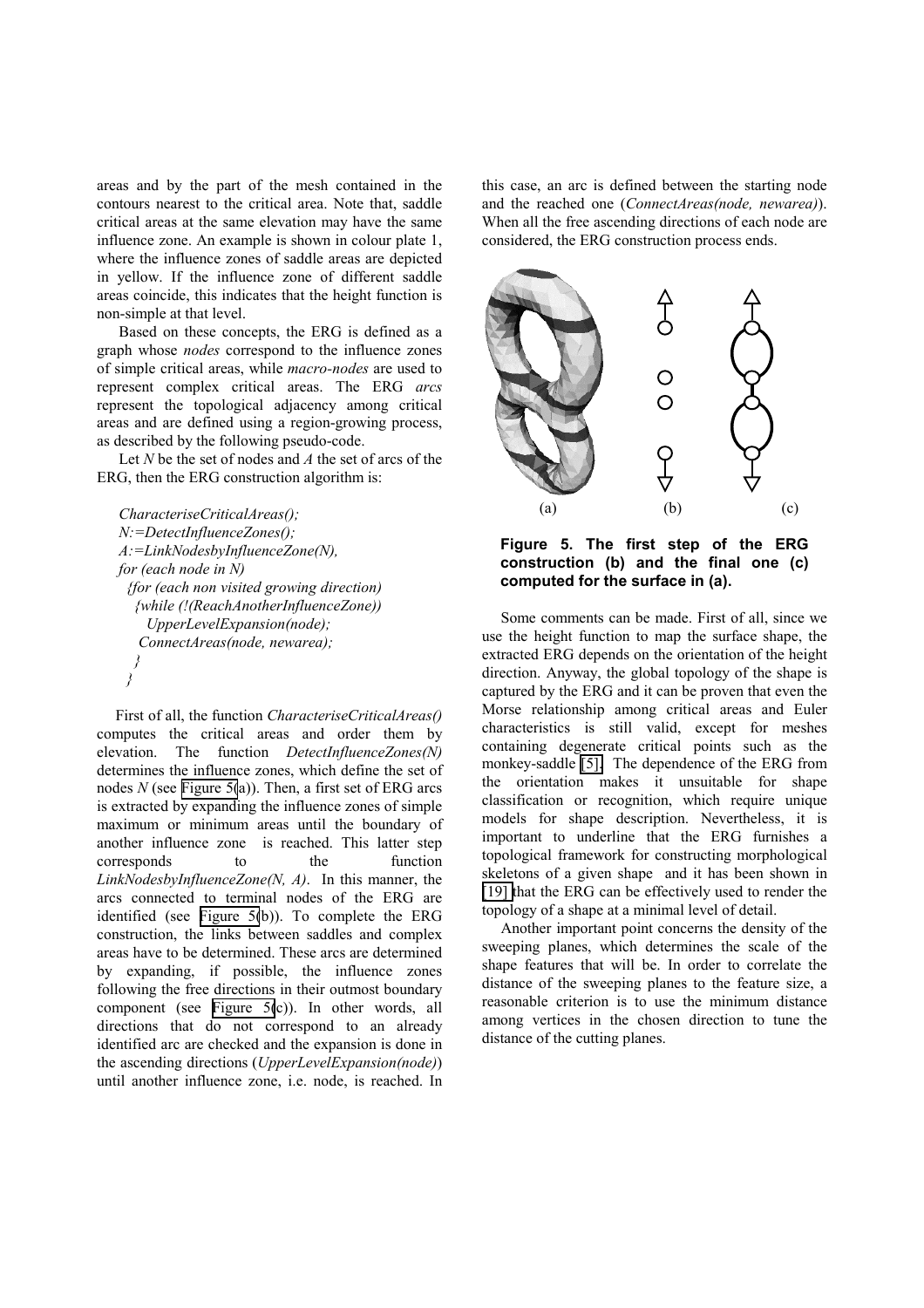areas and by the part of the mesh contained in the contours nearest to the critical area. Note that, saddle critical areas at the same elevation may have the same influence zone. An example is shown in colour plate 1, where the influence zones of saddle areas are depicted in yellow. If the influence zone of different saddle areas coincide, this indicates that the height function is non-simple at that level.

Based on these concepts, the ERG is defined as a graph whose *nodes* correspond to the influence zones of simple critical areas, while *macro-nodes* are used to represent complex critical areas. The ERG *arcs* represent the topological adjacency among critical areas and are defined using a region-growing process, as described by the following pseudo-code.

Let *N* be the set of nodes and *A* the set of arcs of the ERG, then the ERG construction algorithm is:

```
CharacteriseCriticalAreas();
N:=DetectInfluenceZones();
A:=LinkNodesbyInfluenceZone(N),
for (each node in N)
  {for (each non visited growing direction)
   {while (!(ReachAnotherInfluenceZone))
      UpperLevelExpansion(node);
    ConnectAreas(node, newarea);
   }
  }
```

First of all, the function *CharacteriseCriticalAreas()* computes the critical areas and order them by elevation. The function *DetectInfluenceZones(N)* determines the influence zones, which define the set of nodes *N* (see Figure 5(a)). Then, a first set of ERG arcs is extracted by expanding the influence zones of simple maximum or minimum areas until the boundary of another influence zone is reached. This latter step corresponds to the function *LinkNodesbyInfluenceZone(N, A)*. In this manner, the arcs connected to terminal nodes of the ERG are identified (see Figure 5(b)). To complete the ERG construction, the links between saddles and complex areas have to be determined. These arcs are determined by expanding, if possible, the influence zones following the free directions in their outmost boundary component (see Figure 5(c)). In other words, all directions that do not correspond to an already identified arc are checked and the expansion is done in the ascending directions (*UpperLevelExpansion(node)*) until another influence zone, i.e. node, is reached. In this case, an arc is defined between the starting node and the reached one (*ConnectAreas(node, newarea)*). When all the free ascending directions of each node are considered, the ERG construction process ends.

(a) (b) (c)

**Figure 5. The first step of the ERG construction (b) and the final one (c) computed for the surface in (a).**

Some comments can be made. First of all, since we use the height function to map the surface shape, the extracted ERG depends on the orientation of the height direction. Anyway, the global topology of the shape is captured by the ERG and it can be proven that even the Morse relationship among critical areas and Euler characteristics is still valid, except for meshes containing degenerate critical points such as the monkey-saddle [5]. The dependence of the ERG from the orientation makes it unsuitable for shape classification or recognition, which require unique models for shape description. Nevertheless, it is important to underline that the ERG furnishes a topological framework for constructing morphological skeletons of a given shape and it has been shown in [19] that the ERG can be effectively used to render the topology of a shape at a minimal level of detail.

Another important point concerns the density of the sweeping planes, which determines the scale of the shape features that will be. In order to correlate the distance of the sweeping planes to the feature size, a reasonable criterion is to use the minimum distance among vertices in the chosen direction to tune the distance of the cutting planes.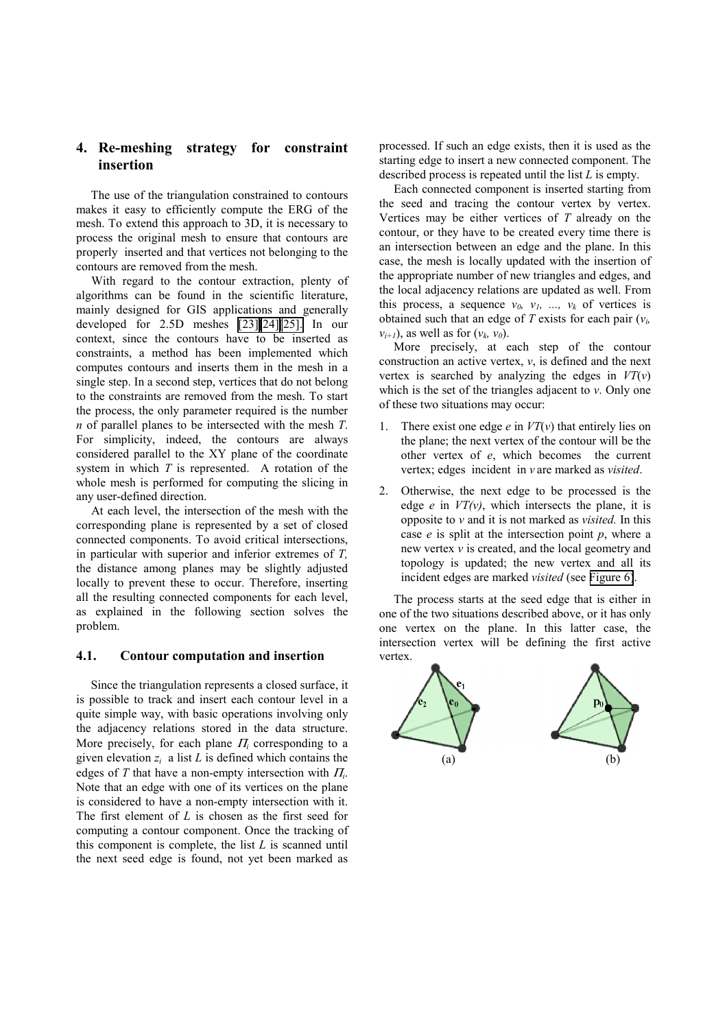## 4. Re-meshing strategy for constraint insertion

The use of the triangulation constrained to contours makes it easy to efficiently compute the ERG of the mesh. To extend this approach to 3D, it is necessary to process the original mesh to ensure that contours are properly inserted and that vertices not belonging to the contours are removed from the mesh.

With regard to the contour extraction, plenty of algorithms can be found in the scientific literature, mainly designed for GIS applications and generally developed for 2.5D meshes [23][24][25]. In our context, since the contours have to be inserted as constraints, a method has been implemented which computes contours and inserts them in the mesh in a single step. In a second step, vertices that do not belong to the constraints are removed from the mesh. To start the process, the only parameter required is the number $n$ of parallel planes to be intersected with the mesh $T$. For simplicity, indeed, the contours are always considered parallel to the XY plane of the coordinate system in which $T$ is represented. A rotation of the whole mesh is performed for computing the slicing in any user-defined direction.

At each level, the intersection of the mesh with the corresponding plane is represented by a set of closed connected components. To avoid critical intersections, in particular with superior and inferior extremes of $T$, the distance among planes may be slightly adjusted locally to prevent these to occur. Therefore, inserting all the resulting connected components for each level, as explained in the following section solves the problem.

### 4.1. Contour computation and insertion

Since the triangulation represents a closed surface, it is possible to track and insert each contour level in a quite simple way, with basic operations involving only the adjacency relations stored in the data structure. More precisely, for each plane $\Pi_i$ corresponding to a given elevation $z_i$ a list $L$ is defined which contains the edges of $T$ that have a non-empty intersection with $\Pi_i$. Note that an edge with one of its vertices on the plane is considered to have a non-empty intersection with it. The first element of $L$ is chosen as the first seed for computing a contour component. Once the tracking of this component is complete, the list $L$ is scanned until the next seed edge is found, not yet been marked as processed. If such an edge exists, then it is used as the starting edge to insert a new connected component. The described process is repeated until the list $L$ is empty.

Each connected component is inserted starting from the seed and tracing the contour vertex by vertex. Vertices may be either vertices of $T$ already on the contour, or they have to be created every time there is an intersection between an edge and the plane. In this case, the mesh is locally updated with the insertion of the appropriate number of new triangles and edges, and the local adjacency relations are updated as well. From this process, a sequence $v_0, v_1, \ldots, v_k$ of vertices is obtained such that an edge of $T$ exists for each pair $(v_i, v_{i+1})$, as well as for $(v_k, v_0)$.

More precisely, at each step of the contour construction an active vertex, $v$, is defined and the next vertex is searched by analyzing the edges in $VT(v)$ which is the set of the triangles adjacent to $v$. Only one of these two situations may occur:

1. There exist one edge $e$ in $VT(v)$ that entirely lies on the plane; the next vertex of the contour will be the other vertex of $e$, which becomes the current vertex; edges incident in $v$ are marked as *visited*.
2. Otherwise, the next edge to be processed is the edge $e$ in $VT(v)$, which intersects the plane, it is opposite to $v$ and it is not marked as *visited.* In this case $e$ is split at the intersection point $p$, where a new vertex $v$ is created, and the local geometry and topology is updated; the new vertex and all its incident edges are marked *visited* (see Figure 6).

The process starts at the seed edge that is either in one of the two situations described above, or it has only one vertex on the plane. In this latter case, the intersection vertex will be defining the first active vertex.

(a) (b)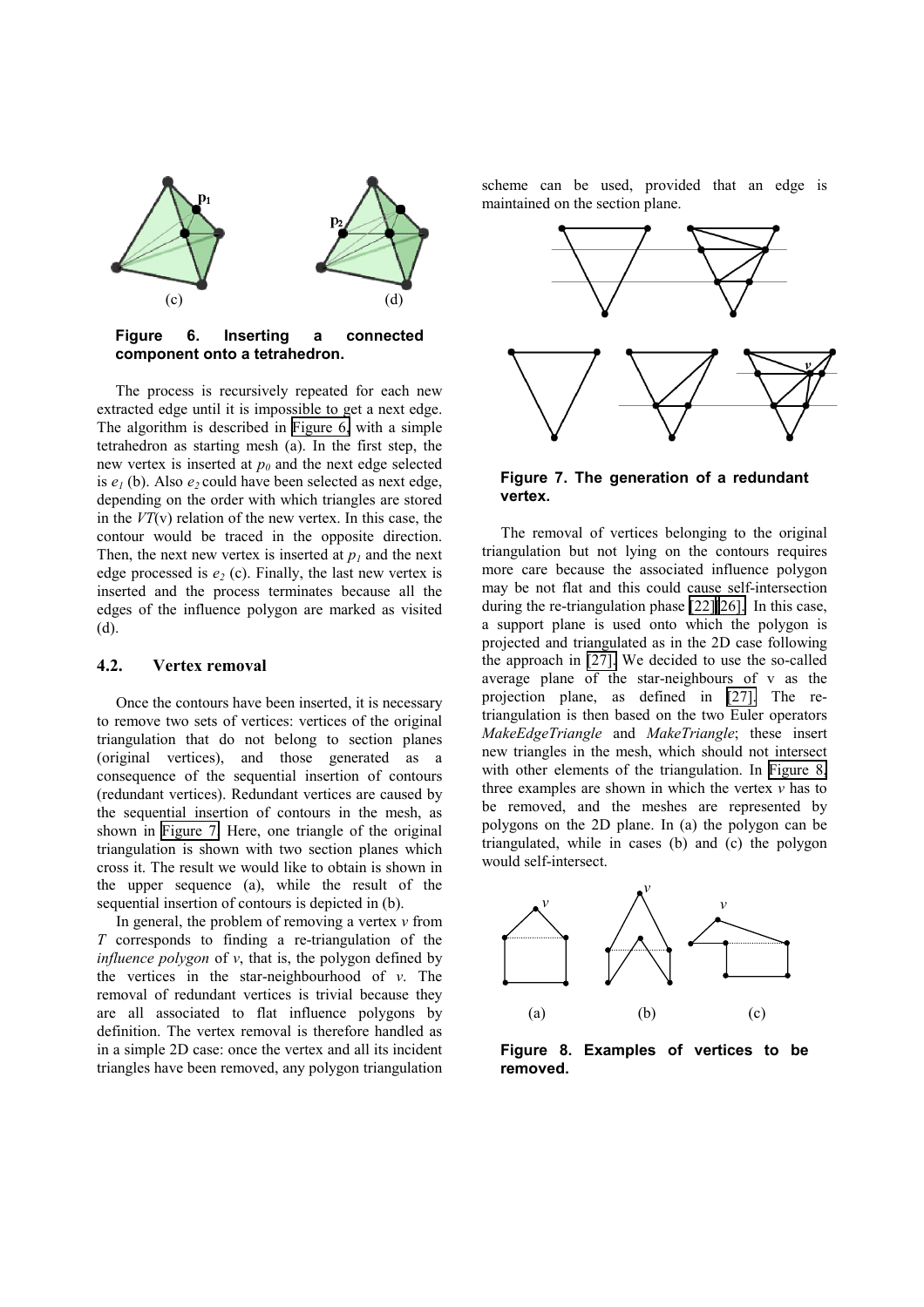(c) (d)

**Figure 6. Inserting a connected component onto a tetrahedron.**

The process is recursively repeated for each new extracted edge until it is impossible to get a next edge. The algorithm is described in Figure 6, with a simple tetrahedron as starting mesh (a). In the first step, the new vertex is inserted at $p_0$ and the next edge selected is $e_1$ (b). Also $e_2$ could have been selected as next edge, depending on the order with which triangles are stored in the *VT*(v) relation of the new vertex. In this case, the contour would be traced in the opposite direction. Then, the next new vertex is inserted at $p_1$ and the next edge processed is $e_2$ (c). Finally, the last new vertex is inserted and the process terminates because all the edges of the influence polygon are marked as visited (d).

### 4.2. Vertex removal

Once the contours have been inserted, it is necessary to remove two sets of vertices: vertices of the original triangulation that do not belong to section planes (original vertices), and those generated as a consequence of the sequential insertion of contours (redundant vertices). Redundant vertices are caused by the sequential insertion of contours in the mesh, as shown in Figure 7. Here, one triangle of the original triangulation is shown with two section planes which cross it. The result we would like to obtain is shown in the upper sequence (a), while the result of the sequential insertion of contours is depicted in (b).

In general, the problem of removing a vertex $v$ from $T$ corresponds to finding a re-triangulation of the *influence polygon* of $v$, that is, the polygon defined by the vertices in the star-neighbourhood of $v$. The removal of redundant vertices is trivial because they are all associated to flat influence polygons by definition. The vertex removal is therefore handled as in a simple 2D case: once the vertex and all its incident triangles have been removed, any polygon triangulation scheme can be used, provided that an edge is maintained on the section plane.

**Figure 7. The generation of a redundant vertex.**

The removal of vertices belonging to the original triangulation but not lying on the contours requires more care because the associated influence polygon may be not flat and this could cause self-intersection during the re-triangulation phase [22][26]. In this case, a support plane is used onto which the polygon is projected and triangulated as in the 2D case following the approach in [27]. We decided to use the so-called average plane of the star-neighbours of v as the projection plane, as defined in [27]. The re-triangulation is then based on the two Euler operators *MakeEdgeTriangle* and *MakeTriangle*; these insert new triangles in the mesh, which should not intersect with other elements of the triangulation. In Figure 8, three examples are shown in which the vertex $v$ has to be removed, and the meshes are represented by polygons on the 2D plane. In (a) the polygon can be triangulated, while in cases (b) and (c) the polygon would self-intersect.

(a) (b) (c)

**Figure 8. Examples of vertices to be removed.**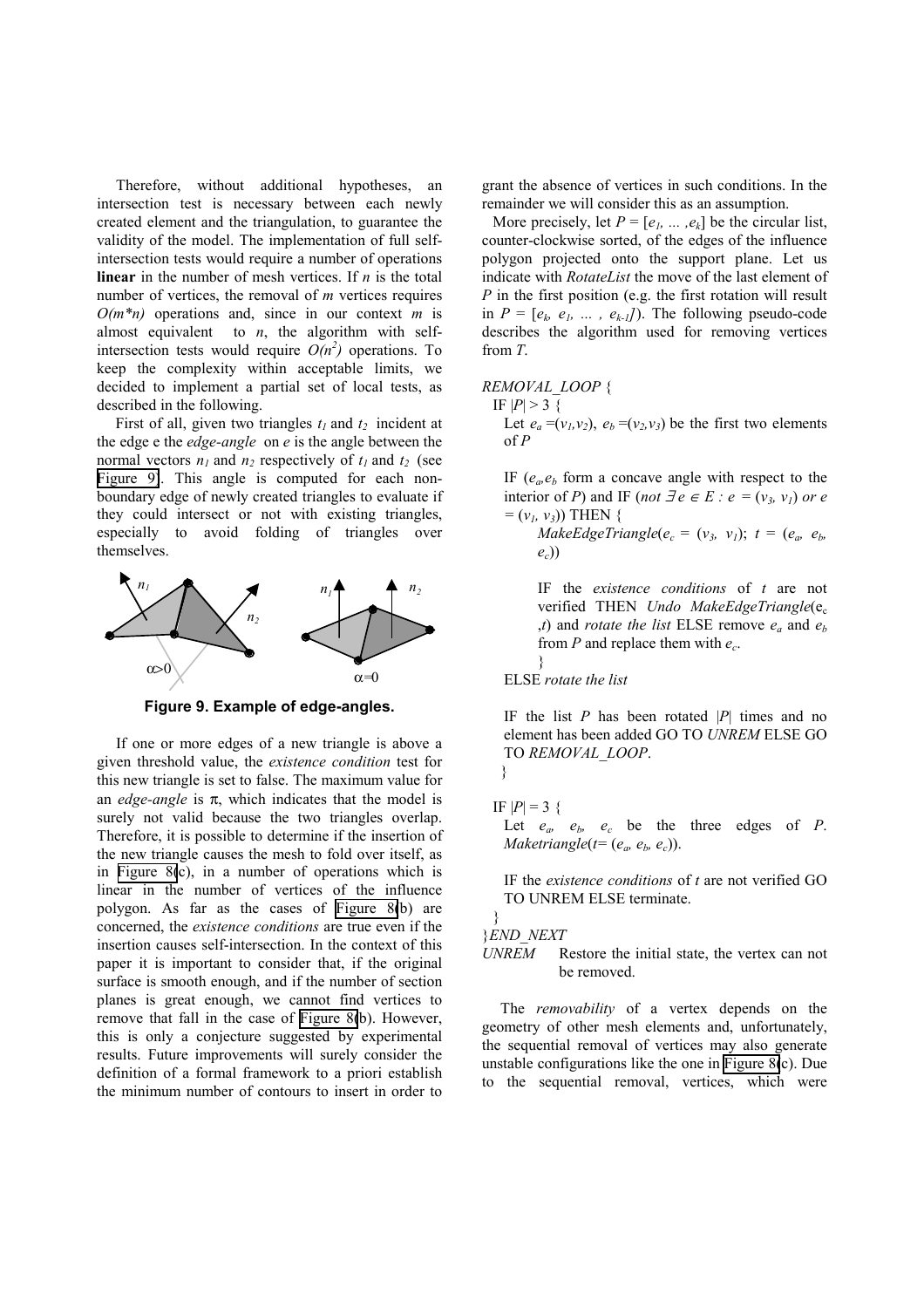Therefore, without additional hypotheses, an intersection test is necessary between each newly created element and the triangulation, to guarantee the validity of the model. The implementation of full self-intersection tests would require a number of operations **linear** in the number of mesh vertices. If $n$ is the total number of vertices, the removal of $m$ vertices requires $O(m*n)$ operations and, since in our context $m$ is almost equivalent to $n$, the algorithm with self-intersection tests would require $O(n^2)$ operations. To keep the complexity within acceptable limits, we decided to implement a partial set of local tests, as described in the following.

First of all, given two triangles $t_1$ and $t_2$ incident at the edge e the *edge-angle* on $e$ is the angle between the normal vectors $n_1$ and $n_2$ respectively of $t_1$ and $t_2$ (see Figure 9). This angle is computed for each non-boundary edge of newly created triangles to evaluate if they could intersect or not with existing triangles, especially to avoid folding of triangles over themselves.

**Figure 9. Example of edge-angles.**

If one or more edges of a new triangle is above a given threshold value, the *existence condition* test for this new triangle is set to false. The maximum value for an *edge-angle* is $\pi$, which indicates that the model is surely not valid because the two triangles overlap. Therefore, it is possible to determine if the insertion of the new triangle causes the mesh to fold over itself, as in Figure 8(c), in a number of operations which is linear in the number of vertices of the influence polygon. As far as the cases of Figure 8(b) are concerned, the *existence conditions* are true even if the insertion causes self-intersection. In the context of this paper it is important to consider that, if the original surface is smooth enough, and if the number of section planes is great enough, we cannot find vertices to remove that fall in the case of Figure 8(b). However, this is only a conjecture suggested by experimental results. Future improvements will surely consider the definition of a formal framework to a priori establish the minimum number of contours to insert in order to grant the absence of vertices in such conditions. In the remainder we will consider this as an assumption.

More precisely, let $P = [e_1, \ldots, e_k]$ be the circular list, counter-clockwise sorted, of the edges of the influence polygon projected onto the support plane. Let us indicate with *RotateList* the move of the last element of $P$ in the first position (e.g. the first rotation will result in $P = [e_k, e_1, \ldots, e_{k-1}]$). The following pseudo-code describes the algorithm used for removing vertices from $T$.

*REMOVAL_LOOP* {

IF $|P| > 3$ {

Let $e_a = (v_1, v_2)$, $e_b = (v_2, v_3)$ be the first two elements of $P$

IF ($e_a, e_b$ form a concave angle with respect to the interior of $P$) and IF (*not* $\exists e \in E : e = (v_3, v_1)$ *or* $e = (v_1, v_3)$) THEN {

*MakeEdgeTriangle*($e_c = (v_3, v_1)$; $t = (e_a, e_b, e_c)$)

IF the *existence conditions* of $t$ are not verified THEN *Undo MakeEdgeTriangle*($e_c$, $t$) and *rotate the list* ELSE remove $e_a$ and $e_b$ from $P$ and replace them with $e_c$.

}

ELSE *rotate the list*

IF the list $P$ has been rotated $|P|$ times and no element has been added GO TO *UNREM* ELSE GO TO *REMOVAL_LOOP*.

}

IF $|P| = 3$ {

Let $e_a$, $e_b$, $e_c$ be the three edges of $P$. *Maketriangle*($t = (e_a, e_b, e_c)$).

IF the *existence conditions* of $t$ are not verified GO TO UNREM ELSE terminate.

}

}*END_NEXT*

*UNREM* Restore the initial state, the vertex can not be removed.

The *removability* of a vertex depends on the geometry of other mesh elements and, unfortunately, the sequential removal of vertices may also generate unstable configurations like the one in Figure 8(c). Due to the sequential removal, vertices, which were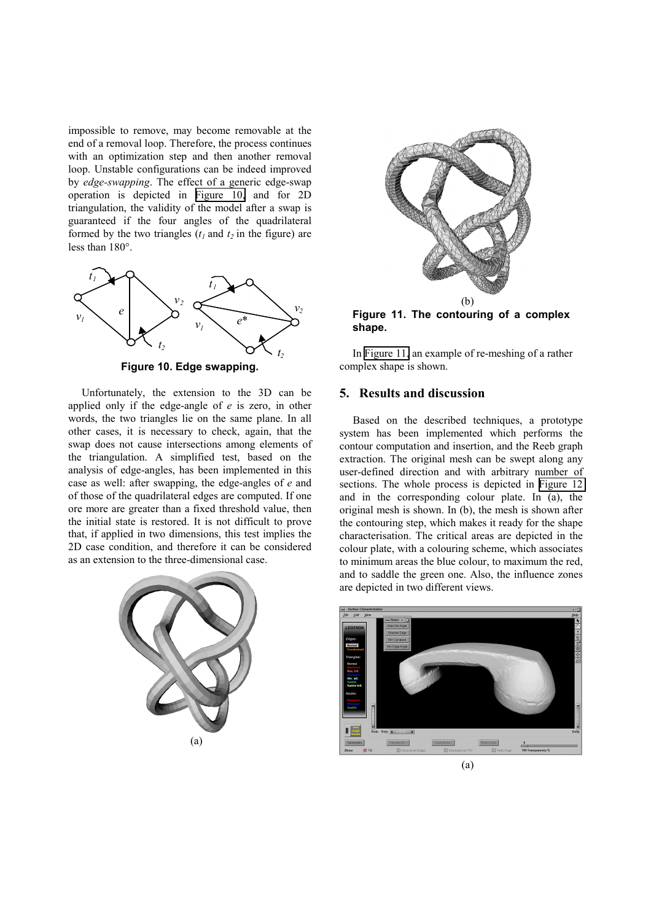impossible to remove, may become removable at the end of a removal loop. Therefore, the process continues with an optimization step and then another removal loop. Unstable configurations can be indeed improved by *edge-swapping*. The effect of a generic edge-swap operation is depicted in Figure 10, and for 2D triangulation, the validity of the model after a swap is guaranteed if the four angles of the quadrilateral formed by the two triangles ($t_1$ and $t_2$ in the figure) are less than 180°.

**Figure 10. Edge swapping.**

Unfortunately, the extension to the 3D can be applied only if the edge-angle of $e$ is zero, in other words, the two triangles lie on the same plane. In all other cases, it is necessary to check, again, that the swap does not cause intersections among elements of the triangulation. A simplified test, based on the analysis of edge-angles, has been implemented in this case as well: after swapping, the edge-angles of $e$ and of those of the quadrilateral edges are computed. If one ore more are greater than a fixed threshold value, then the initial state is restored. It is not difficult to prove that, if applied in two dimensions, this test implies the 2D case condition, and therefore it can be considered as an extension to the three-dimensional case.

(a)

(b)

**Figure 11. The contouring of a complex shape.**

In Figure 11, an example of re-meshing of a rather complex shape is shown.

## 5. Results and discussion

Based on the described techniques, a prototype system has been implemented which performs the contour computation and insertion, and the Reeb graph extraction. The original mesh can be swept along any user-defined direction and with arbitrary number of sections. The whole process is depicted in Figure 12 and in the corresponding colour plate. In (a), the original mesh is shown. In (b), the mesh is shown after the contouring step, which makes it ready for the shape characterisation. The critical areas are depicted in the colour plate, with a colouring scheme, which associates to minimum areas the blue colour, to maximum the red, and to saddle the green one. Also, the influence zones are depicted in two different views.

(a)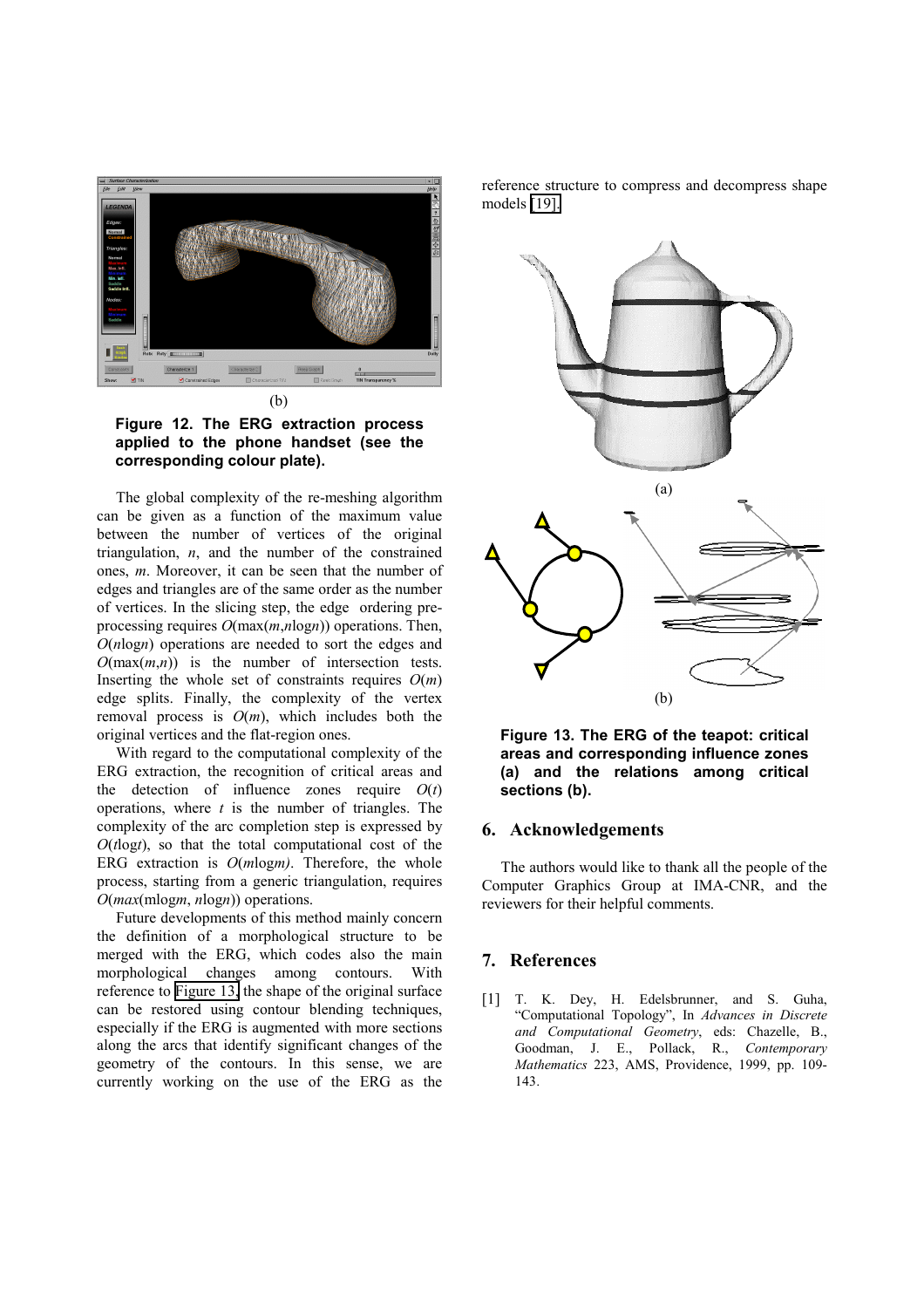(b)

**Figure 12. The ERG extraction process applied to the phone handset (see the corresponding colour plate).**

The global complexity of the re-meshing algorithm can be given as a function of the maximum value between the number of vertices of the original triangulation, $n$, and the number of the constrained ones, $m$. Moreover, it can be seen that the number of edges and triangles are of the same order as the number of vertices. In the slicing step, the edge ordering pre-processing requires $O(\max(m, n\log n))$ operations. Then, $O(n\log n)$ operations are needed to sort the edges and $O(\max(m,n))$ is the number of intersection tests. Inserting the whole set of constraints requires $O(m)$ edge splits. Finally, the complexity of the vertex removal process is $O(m)$, which includes both the original vertices and the flat-region ones.

With regard to the computational complexity of the ERG extraction, the recognition of critical areas and the detection of influence zones require $O(t)$ operations, where $t$ is the number of triangles. The complexity of the arc completion step is expressed by $O(t\log t)$, so that the total computational cost of the ERG extraction is $O(m\log m)$. Therefore, the whole process, starting from a generic triangulation, requires $O(max(m\log m, n\log n))$ operations.

Future developments of this method mainly concern the definition of a morphological structure to be merged with the ERG, which codes also the main morphological changes among contours. With reference to Figure 13, the shape of the original surface can be restored using contour blending techniques, especially if the ERG is augmented with more sections along the arcs that identify significant changes of the geometry of the contours. In this sense, we are currently working on the use of the ERG as the reference structure to compress and decompress shape models [19].

(a)

(b)

**Figure 13. The ERG of the teapot: critical areas and corresponding influence zones (a) and the relations among critical sections (b).**

## 6. Acknowledgements

The authors would like to thank all the people of the Computer Graphics Group at IMA-CNR, and the reviewers for their helpful comments.

## 7. References

[1] T. K. Dey, H. Edelsbrunner, and S. Guha, "Computational Topology", In *Advances in Discrete and Computational Geometry*, eds: Chazelle, B., Goodman, J. E., Pollack, R., *Contemporary Mathematics* 223, AMS, Providence, 1999, pp. 109-143.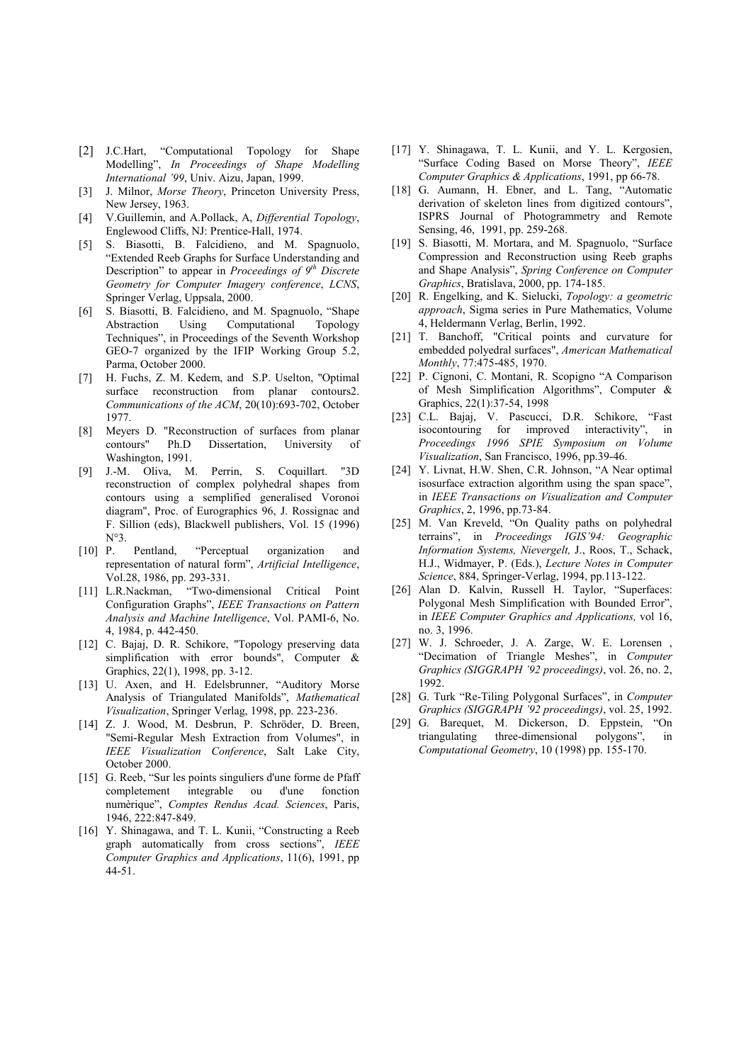[2] J.C.Hart, "Computational Topology for Shape Modelling", *In Proceedings of Shape Modelling International '99*, Univ. Aizu, Japan, 1999.

[3] J. Milnor, *Morse Theory*, Princeton University Press, New Jersey, 1963.

[4] V.Guillemin, and A.Pollack, A, *Differential Topology*, Englewood Cliffs, NJ: Prentice-Hall, 1974.

[5] S. Biasotti, B. Falcidieno, and M. Spagnuolo, "Extended Reeb Graphs for Surface Understanding and Description" to appear in *Proceedings of 9th Discrete Geometry for Computer Imagery conference*, *LCNS*, Springer Verlag, Uppsala, 2000.

[6] S. Biasotti, B. Falcidieno, and M. Spagnuolo, "Shape Abstraction Using Computational Topology Techniques", in Proceedings of the Seventh Workshop GEO-7 organized by the IFIP Working Group 5.2, Parma, October 2000.

[7] H. Fuchs, Z. M. Kedem, and S.P. Uselton, "Optimal surface reconstruction from planar contours2. *Communications of the ACM*, 20(10):693-702, October 1977.

[8] Meyers D. "Reconstruction of surfaces from planar contours" Ph.D Dissertation, University of Washington, 1991.

[9] J.-M. Oliva, M. Perrin, S. Coquillart. "3D reconstruction of complex polyhedral shapes from contours using a semplified generalised Voronoi diagram", Proc. of Eurographics 96, J. Rossignac and F. Sillion (eds), Blackwell publishers, Vol. 15 (1996) N°3.

[10] P. Pentland, "Perceptual organization and representation of natural form", *Artificial Intelligence*, Vol.28, 1986, pp. 293-331.

[11] L.R.Nackman, "Two-dimensional Critical Point Configuration Graphs", *IEEE Transactions on Pattern Analysis and Machine Intelligence*, Vol. PAMI-6, No. 4, 1984, p. 442-450.

[12] C. Bajaj, D. R. Schikore, "Topology preserving data simplification with error bounds", Computer & Graphics, 22(1), 1998, pp. 3-12.

[13] U. Axen, and H. Edelsbrunner, "Auditory Morse Analysis of Triangulated Manifolds", *Mathematical Visualization*, Springer Verlag, 1998, pp. 223-236.

[14] Z. J. Wood, M. Desbrun, P. Schröder, D. Breen, "Semi-Regular Mesh Extraction from Volumes", in *IEEE Visualization Conference*, Salt Lake City, October 2000.

[15] G. Reeb, "Sur les points singuliers d'une forme de Pfaff completement integrable ou d'une fonction numèrique", *Comptes Rendus Acad. Sciences*, Paris, 1946, 222:847-849.

[16] Y. Shinagawa, and T. L. Kunii, "Constructing a Reeb graph automatically from cross sections", *IEEE Computer Graphics and Applications*, 11(6), 1991, pp 44-51.

[17] Y. Shinagawa, T. L. Kunii, and Y. L. Kergosien, "Surface Coding Based on Morse Theory", *IEEE Computer Graphics & Applications*, 1991, pp 66-78.

[18] G. Aumann, H. Ebner, and L. Tang, "Automatic derivation of skeleton lines from digitized contours", ISPRS Journal of Photogrammetry and Remote Sensing, 46, 1991, pp. 259-268.

[19] S. Biasotti, M. Mortara, and M. Spagnuolo, "Surface Compression and Reconstruction using Reeb graphs and Shape Analysis", *Spring Conference on Computer Graphics*, Bratislava, 2000, pp. 174-185.

[20] R. Engelking, and K. Sielucki, *Topology: a geometric approach*, Sigma series in Pure Mathematics, Volume 4, Heldermann Verlag, Berlin, 1992.

[21] T. Banchoff, "Critical points and curvature for embedded polyedral surfaces", *American Mathematical Monthly*, 77:475-485, 1970.

[22] P. Cignoni, C. Montani, R. Scopigno "A Comparison of Mesh Simplification Algorithms", Computer & Graphics, 22(1):37-54, 1998

[23] C.L. Bajaj, V. Pascucci, D.R. Schikore, "Fast isocontouring for improved interactivity", in *Proceedings 1996 SPIE Symposium on Volume Visualization*, San Francisco, 1996, pp.39-46.

[24] Y. Livnat, H.W. Shen, C.R. Johnson, "A Near optimal isosurface extraction algorithm using the span space", in *IEEE Transactions on Visualization and Computer Graphics*, 2, 1996, pp.73-84.

[25] M. Van Kreveld, "On Quality paths on polyhedral terrains", in *Proceedings IGIS'94: Geographic Information Systems, Nievergelt,* J., Roos, T., Schack, H.J., Widmayer, P. (Eds.), *Lecture Notes in Computer Science*, 884, Springer-Verlag, 1994, pp.113-122.

[26] Alan D. Kalvin, Russell H. Taylor, "Superfaces: Polygonal Mesh Simplification with Bounded Error", in *IEEE Computer Graphics and Applications,* vol 16, no. 3, 1996.

[27] W. J. Schroeder, J. A. Zarge, W. E. Lorensen , "Decimation of Triangle Meshes", in *Computer Graphics (SIGGRAPH '92 proceedings)*, vol. 26, no. 2, 1992.

[28] G. Turk "Re-Tiling Polygonal Surfaces", in *Computer Graphics (SIGGRAPH '92 proceedings)*, vol. 25, 1992.

[29] G. Barequet, M. Dickerson, D. Eppstein, "On triangulating three-dimensional polygons", in *Computational Geometry*, 10 (1998) pp. 155-170.